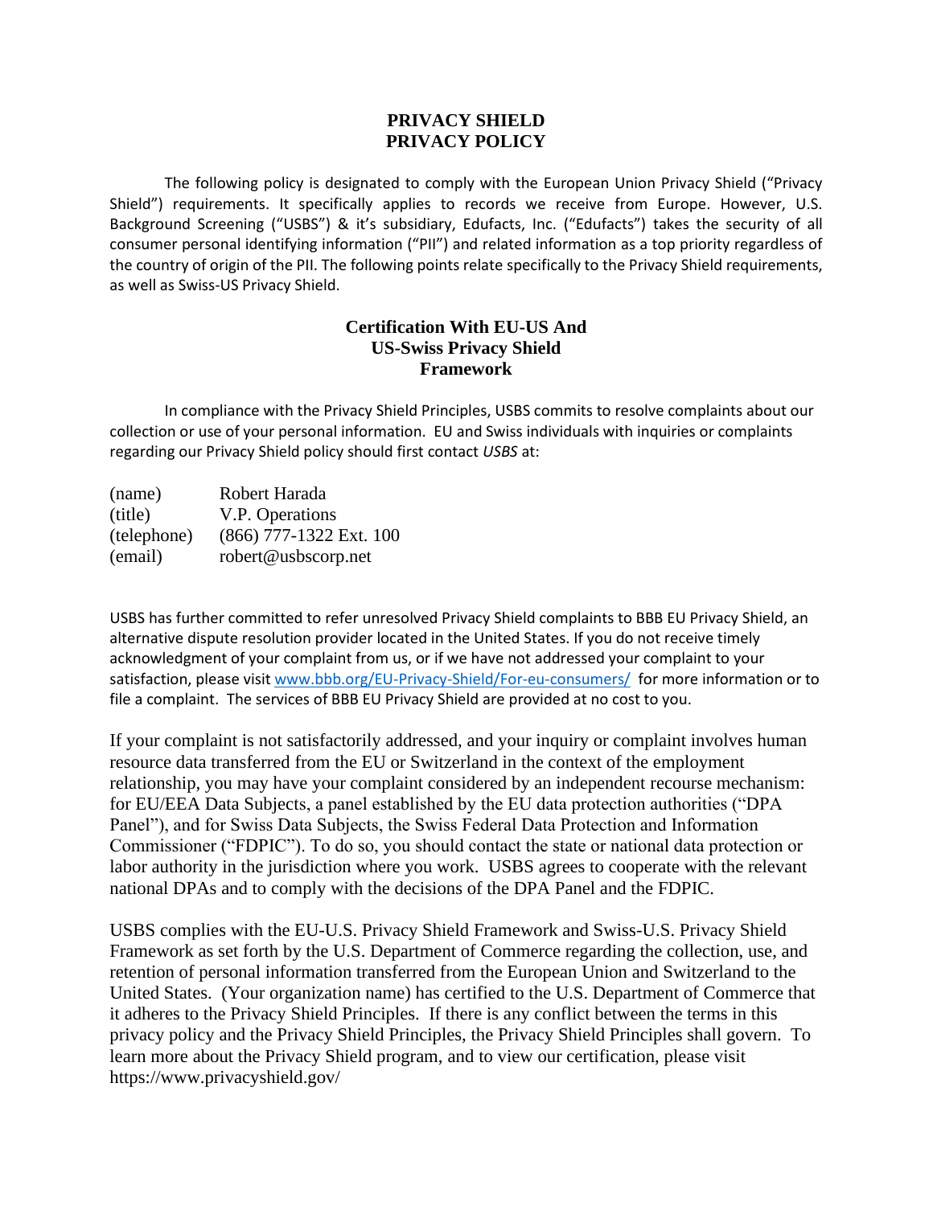# PRIVACY SHIELD
# PRIVACY POLICY

The following policy is designated to comply with the European Union Privacy Shield ("Privacy Shield") requirements. It specifically applies to records we receive from Europe. However, U.S. Background Screening ("USBS") & it's subsidiary, Edufacts, Inc. ("Edufacts") takes the security of all consumer personal identifying information ("PII") and related information as a top priority regardless of the country of origin of the PII. The following points relate specifically to the Privacy Shield requirements, as well as Swiss-US Privacy Shield.

## Certification With EU-US And US-Swiss Privacy Shield Framework

In compliance with the Privacy Shield Principles, USBS commits to resolve complaints about our collection or use of your personal information. EU and Swiss individuals with inquiries or complaints regarding our Privacy Shield policy should first contact *USBS* at:

| | |
|---|---|
| (name) | Robert Harada |
| (title) | V.P. Operations |
| (telephone) | (866) 777-1322 Ext. 100 |
| (email) | robert@usbscorp.net |

USBS has further committed to refer unresolved Privacy Shield complaints to BBB EU Privacy Shield, an alternative dispute resolution provider located in the United States. If you do not receive timely acknowledgment of your complaint from us, or if we have not addressed your complaint to your satisfaction, please visit [www.bbb.org/EU-Privacy-Shield/For-eu-consumers/](www.bbb.org/EU-Privacy-Shield/For-eu-consumers/) for more information or to file a complaint. The services of BBB EU Privacy Shield are provided at no cost to you.

If your complaint is not satisfactorily addressed, and your inquiry or complaint involves human resource data transferred from the EU or Switzerland in the context of the employment relationship, you may have your complaint considered by an independent recourse mechanism: for EU/EEA Data Subjects, a panel established by the EU data protection authorities ("DPA Panel"), and for Swiss Data Subjects, the Swiss Federal Data Protection and Information Commissioner ("FDPIC"). To do so, you should contact the state or national data protection or labor authority in the jurisdiction where you work. USBS agrees to cooperate with the relevant national DPAs and to comply with the decisions of the DPA Panel and the FDPIC.

USBS complies with the EU-U.S. Privacy Shield Framework and Swiss-U.S. Privacy Shield Framework as set forth by the U.S. Department of Commerce regarding the collection, use, and retention of personal information transferred from the European Union and Switzerland to the United States. (Your organization name) has certified to the U.S. Department of Commerce that it adheres to the Privacy Shield Principles. If there is any conflict between the terms in this privacy policy and the Privacy Shield Principles, the Privacy Shield Principles shall govern. To learn more about the Privacy Shield program, and to view our certification, please visit https://www.privacyshield.gov/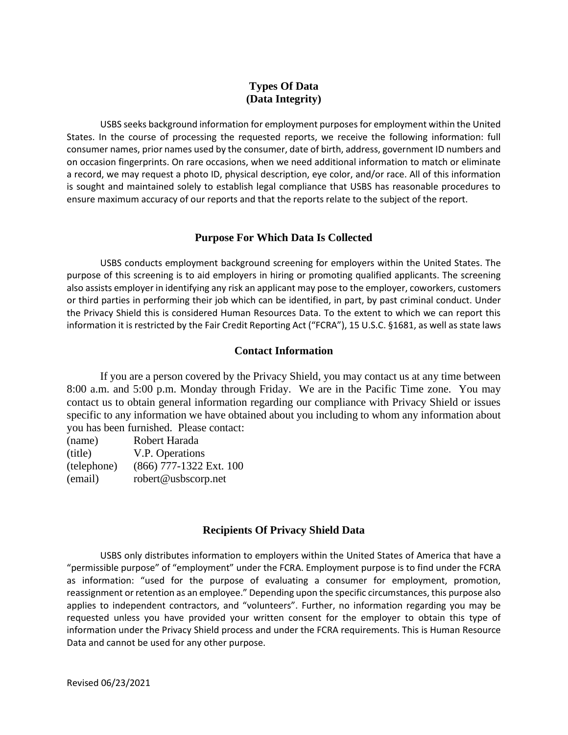## Types Of Data
## (Data Integrity)

USBS seeks background information for employment purposes for employment within the United States. In the course of processing the requested reports, we receive the following information: full consumer names, prior names used by the consumer, date of birth, address, government ID numbers and on occasion fingerprints. On rare occasions, when we need additional information to match or eliminate a record, we may request a photo ID, physical description, eye color, and/or race. All of this information is sought and maintained solely to establish legal compliance that USBS has reasonable procedures to ensure maximum accuracy of our reports and that the reports relate to the subject of the report.

## Purpose For Which Data Is Collected

USBS conducts employment background screening for employers within the United States. The purpose of this screening is to aid employers in hiring or promoting qualified applicants. The screening also assists employer in identifying any risk an applicant may pose to the employer, coworkers, customers or third parties in performing their job which can be identified, in part, by past criminal conduct. Under the Privacy Shield this is considered Human Resources Data. To the extent to which we can report this information it is restricted by the Fair Credit Reporting Act ("FCRA"), 15 U.S.C. §1681, as well as state laws

## Contact Information

If you are a person covered by the Privacy Shield, you may contact us at any time between 8:00 a.m. and 5:00 p.m. Monday through Friday. We are in the Pacific Time zone. You may contact us to obtain general information regarding our compliance with Privacy Shield or issues specific to any information we have obtained about you including to whom any information about you has been furnished. Please contact:

(name) Robert Harada
(title) V.P. Operations
(telephone) (866) 777-1322 Ext. 100
(email) robert@usbscorp.net

## Recipients Of Privacy Shield Data

USBS only distributes information to employers within the United States of America that have a "permissible purpose" of "employment" under the FCRA. Employment purpose is to find under the FCRA as information: "used for the purpose of evaluating a consumer for employment, promotion, reassignment or retention as an employee." Depending upon the specific circumstances, this purpose also applies to independent contractors, and "volunteers". Further, no information regarding you may be requested unless you have provided your written consent for the employer to obtain this type of information under the Privacy Shield process and under the FCRA requirements. This is Human Resource Data and cannot be used for any other purpose.

Revised 06/23/2021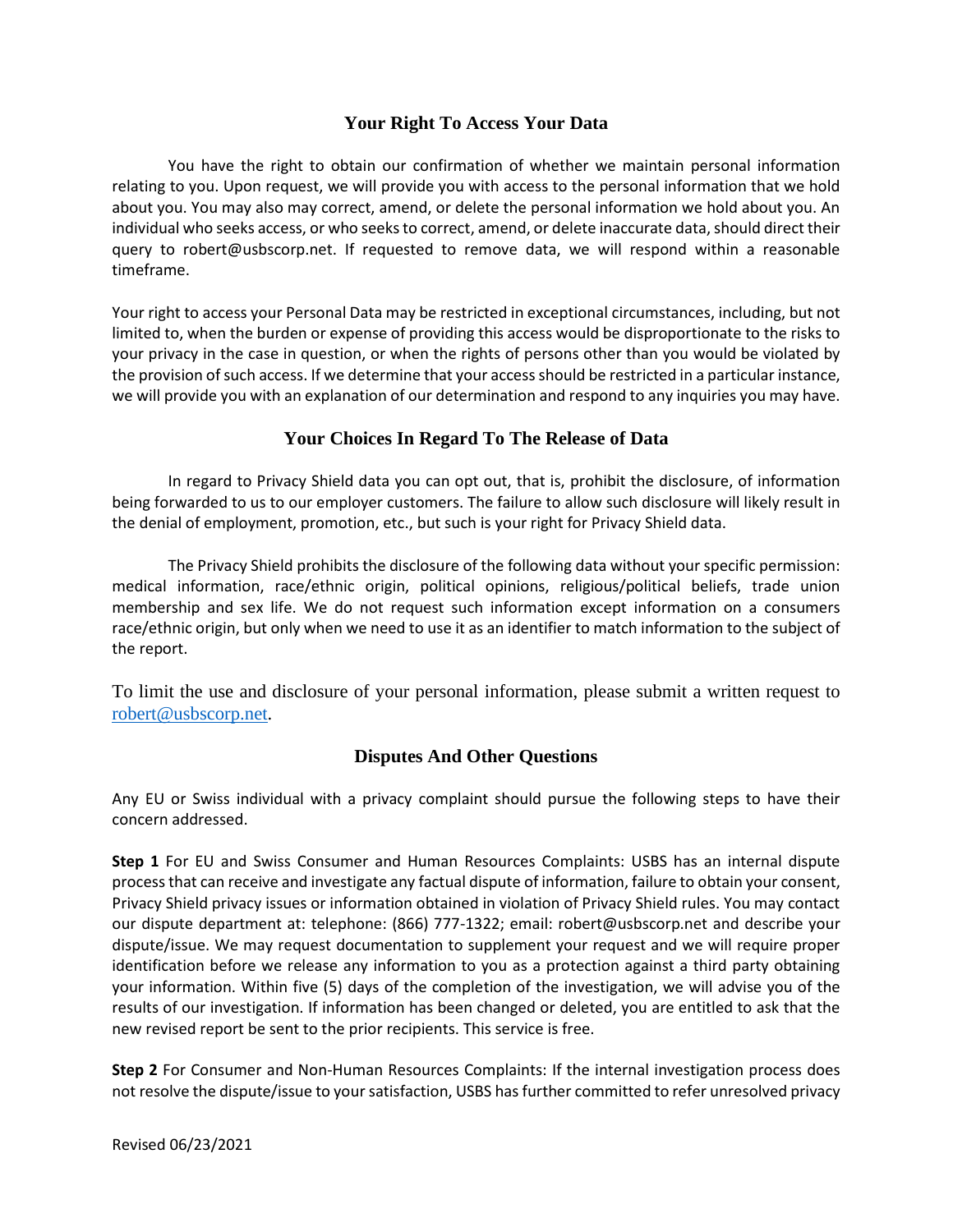## Your Right To Access Your Data

You have the right to obtain our confirmation of whether we maintain personal information relating to you. Upon request, we will provide you with access to the personal information that we hold about you. You may also may correct, amend, or delete the personal information we hold about you. An individual who seeks access, or who seeks to correct, amend, or delete inaccurate data, should direct their query to robert@usbscorp.net. If requested to remove data, we will respond within a reasonable timeframe.

Your right to access your Personal Data may be restricted in exceptional circumstances, including, but not limited to, when the burden or expense of providing this access would be disproportionate to the risks to your privacy in the case in question, or when the rights of persons other than you would be violated by the provision of such access. If we determine that your access should be restricted in a particular instance, we will provide you with an explanation of our determination and respond to any inquiries you may have.

## Your Choices In Regard To The Release of Data

In regard to Privacy Shield data you can opt out, that is, prohibit the disclosure, of information being forwarded to us to our employer customers. The failure to allow such disclosure will likely result in the denial of employment, promotion, etc., but such is your right for Privacy Shield data.

The Privacy Shield prohibits the disclosure of the following data without your specific permission: medical information, race/ethnic origin, political opinions, religious/political beliefs, trade union membership and sex life. We do not request such information except information on a consumers race/ethnic origin, but only when we need to use it as an identifier to match information to the subject of the report.

To limit the use and disclosure of your personal information, please submit a written request to robert@usbscorp.net.

## Disputes And Other Questions

Any EU or Swiss individual with a privacy complaint should pursue the following steps to have their concern addressed.

**Step 1** For EU and Swiss Consumer and Human Resources Complaints: USBS has an internal dispute process that can receive and investigate any factual dispute of information, failure to obtain your consent, Privacy Shield privacy issues or information obtained in violation of Privacy Shield rules. You may contact our dispute department at: telephone: (866) 777-1322; email: robert@usbscorp.net and describe your dispute/issue. We may request documentation to supplement your request and we will require proper identification before we release any information to you as a protection against a third party obtaining your information. Within five (5) days of the completion of the investigation, we will advise you of the results of our investigation. If information has been changed or deleted, you are entitled to ask that the new revised report be sent to the prior recipients. This service is free.

**Step 2** For Consumer and Non-Human Resources Complaints: If the internal investigation process does not resolve the dispute/issue to your satisfaction, USBS has further committed to refer unresolved privacy

Revised 06/23/2021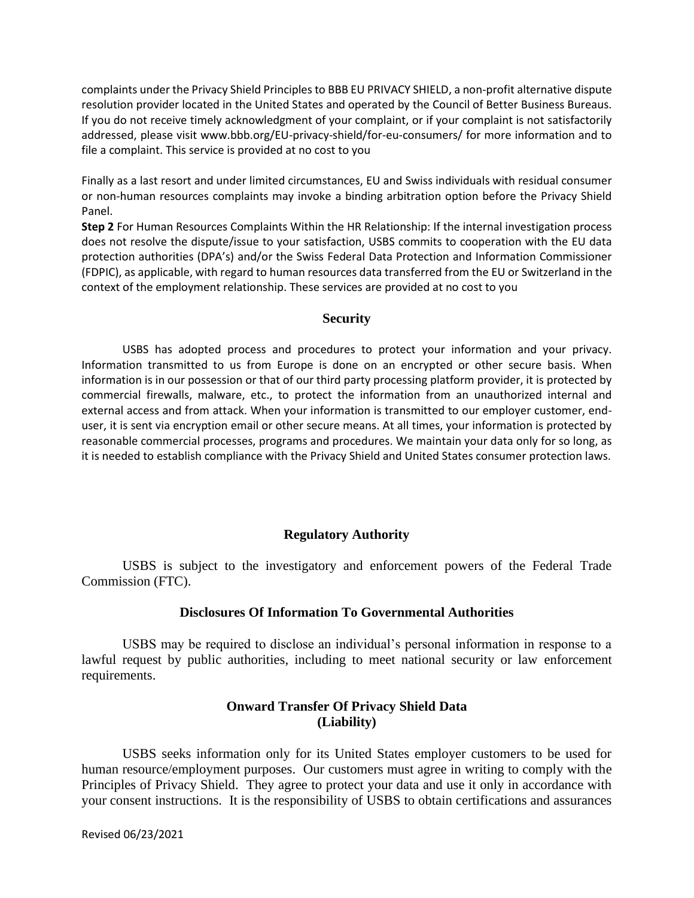complaints under the Privacy Shield Principles to BBB EU PRIVACY SHIELD, a non-profit alternative dispute resolution provider located in the United States and operated by the Council of Better Business Bureaus. If you do not receive timely acknowledgment of your complaint, or if your complaint is not satisfactorily addressed, please visit www.bbb.org/EU-privacy-shield/for-eu-consumers/ for more information and to file a complaint. This service is provided at no cost to you

Finally as a last resort and under limited circumstances, EU and Swiss individuals with residual consumer or non-human resources complaints may invoke a binding arbitration option before the Privacy Shield Panel.

**Step 2** For Human Resources Complaints Within the HR Relationship: If the internal investigation process does not resolve the dispute/issue to your satisfaction, USBS commits to cooperation with the EU data protection authorities (DPA's) and/or the Swiss Federal Data Protection and Information Commissioner (FDPIC), as applicable, with regard to human resources data transferred from the EU or Switzerland in the context of the employment relationship. These services are provided at no cost to you

## Security

USBS has adopted process and procedures to protect your information and your privacy. Information transmitted to us from Europe is done on an encrypted or other secure basis. When information is in our possession or that of our third party processing platform provider, it is protected by commercial firewalls, malware, etc., to protect the information from an unauthorized internal and external access and from attack. When your information is transmitted to our employer customer, end-user, it is sent via encryption email or other secure means. At all times, your information is protected by reasonable commercial processes, programs and procedures. We maintain your data only for so long, as it is needed to establish compliance with the Privacy Shield and United States consumer protection laws.

## Regulatory Authority

USBS is subject to the investigatory and enforcement powers of the Federal Trade Commission (FTC).

## Disclosures Of Information To Governmental Authorities

USBS may be required to disclose an individual's personal information in response to a lawful request by public authorities, including to meet national security or law enforcement requirements.

## Onward Transfer Of Privacy Shield Data (Liability)

USBS seeks information only for its United States employer customers to be used for human resource/employment purposes. Our customers must agree in writing to comply with the Principles of Privacy Shield. They agree to protect your data and use it only in accordance with your consent instructions. It is the responsibility of USBS to obtain certifications and assurances

Revised 06/23/2021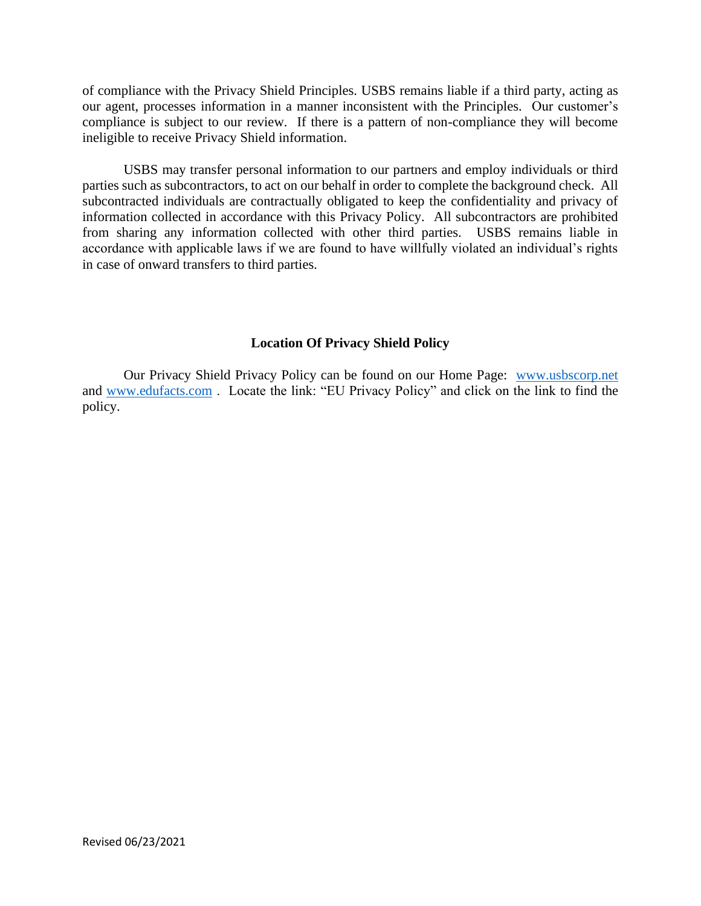of compliance with the Privacy Shield Principles. USBS remains liable if a third party, acting as our agent, processes information in a manner inconsistent with the Principles. Our customer's compliance is subject to our review. If there is a pattern of non-compliance they will become ineligible to receive Privacy Shield information.

USBS may transfer personal information to our partners and employ individuals or third parties such as subcontractors, to act on our behalf in order to complete the background check. All subcontracted individuals are contractually obligated to keep the confidentiality and privacy of information collected in accordance with this Privacy Policy. All subcontractors are prohibited from sharing any information collected with other third parties. USBS remains liable in accordance with applicable laws if we are found to have willfully violated an individual's rights in case of onward transfers to third parties.

## Location Of Privacy Shield Policy

Our Privacy Shield Privacy Policy can be found on our Home Page: www.usbscorp.net and www.edufacts.com . Locate the link: "EU Privacy Policy" and click on the link to find the policy.

Revised 06/23/2021